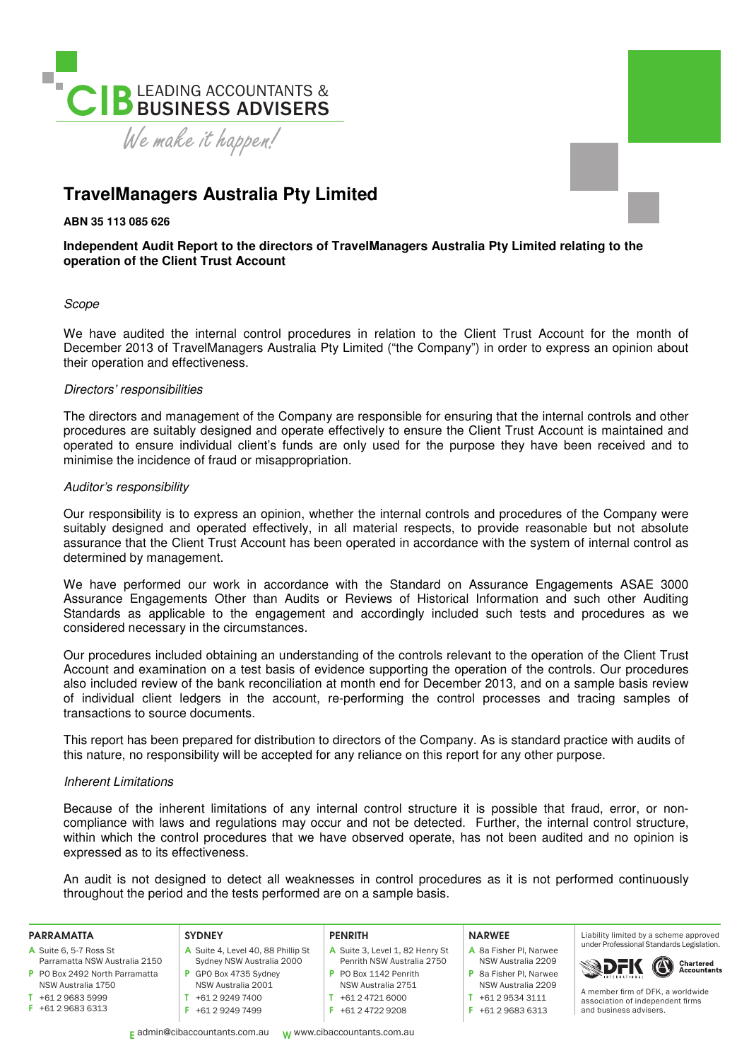# TravelManagers Australia Pty Limited

**ABN 35 113 085 626**

**Independent Audit Report to the directors of TravelManagers Australia Pty Limited relating to the operation of the Client Trust Account**

*Scope*

We have audited the internal control procedures in relation to the Client Trust Account for the month of December 2013 of TravelManagers Australia Pty Limited ("the Company") in order to express an opinion about their operation and effectiveness.

*Directors' responsibilities*

The directors and management of the Company are responsible for ensuring that the internal controls and other procedures are suitably designed and operate effectively to ensure the Client Trust Account is maintained and operated to ensure individual client's funds are only used for the purpose they have been received and to minimise the incidence of fraud or misappropriation.

*Auditor's responsibility*

Our responsibility is to express an opinion, whether the internal controls and procedures of the Company were suitably designed and operated effectively, in all material respects, to provide reasonable but not absolute assurance that the Client Trust Account has been operated in accordance with the system of internal control as determined by management.

We have performed our work in accordance with the Standard on Assurance Engagements ASAE 3000 Assurance Engagements Other than Audits or Reviews of Historical Information and such other Auditing Standards as applicable to the engagement and accordingly included such tests and procedures as we considered necessary in the circumstances.

Our procedures included obtaining an understanding of the controls relevant to the operation of the Client Trust Account and examination on a test basis of evidence supporting the operation of the controls. Our procedures also included review of the bank reconciliation at month end for December 2013, and on a sample basis review of individual client ledgers in the account, re-performing the control processes and tracing samples of transactions to source documents.

This report has been prepared for distribution to directors of the Company. As is standard practice with audits of this nature, no responsibility will be accepted for any reliance on this report for any other purpose.

*Inherent Limitations*

Because of the inherent limitations of any internal control structure it is possible that fraud, error, or non-compliance with laws and regulations may occur and not be detected. Further, the internal control structure, within which the control procedures that we have observed operate, has not been audited and no opinion is expressed as to its effectiveness.

An audit is not designed to detect all weaknesses in control procedures as it is not performed continuously throughout the period and the tests performed are on a sample basis.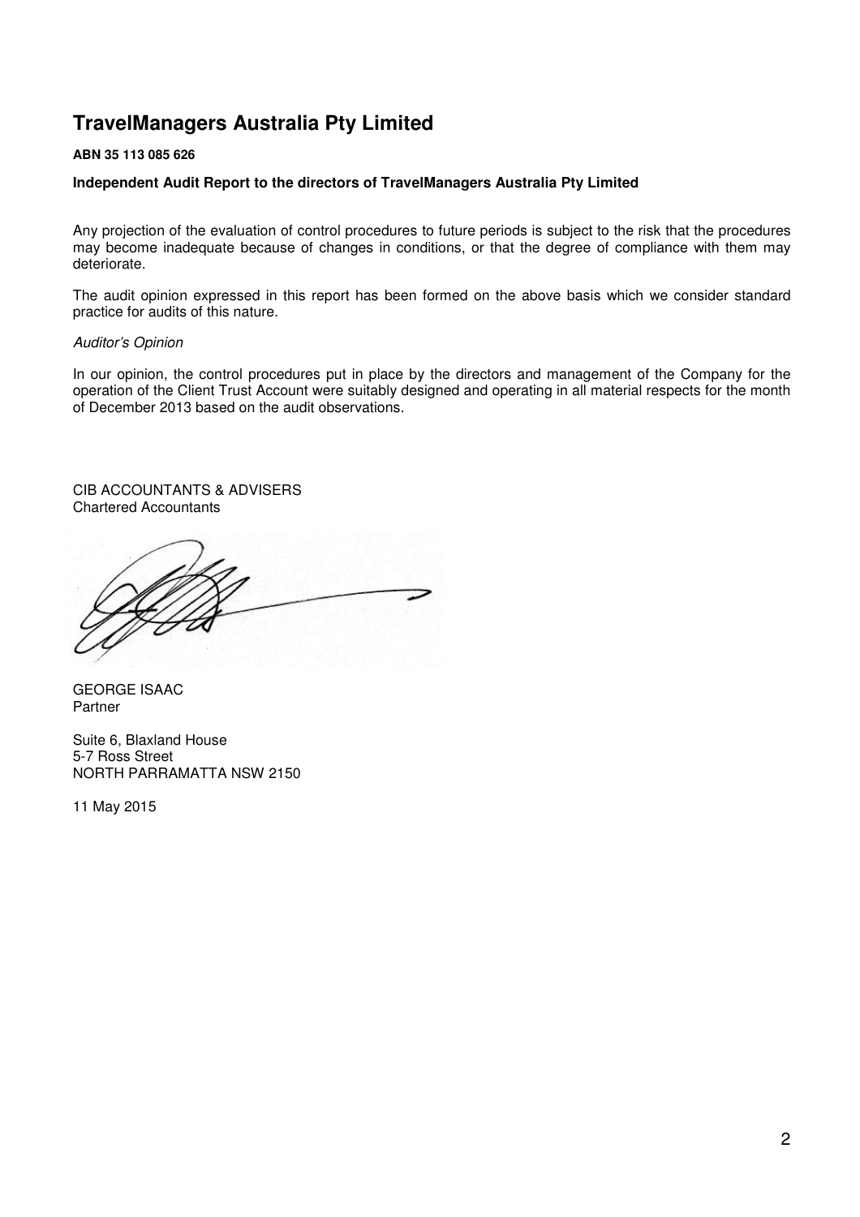# TravelManagers Australia Pty Limited

**ABN 35 113 085 626**

**Independent Audit Report to the directors of TravelManagers Australia Pty Limited**

Any projection of the evaluation of control procedures to future periods is subject to the risk that the procedures may become inadequate because of changes in conditions, or that the degree of compliance with them may deteriorate.

The audit opinion expressed in this report has been formed on the above basis which we consider standard practice for audits of this nature.

*Auditor's Opinion*

In our opinion, the control procedures put in place by the directors and management of the Company for the operation of the Client Trust Account were suitably designed and operating in all material respects for the month of December 2013 based on the audit observations.

CIB ACCOUNTANTS & ADVISERS
Chartered Accountants

GEORGE ISAAC
Partner

Suite 6, Blaxland House
5-7 Ross Street
NORTH PARRAMATTA NSW 2150

11 May 2015